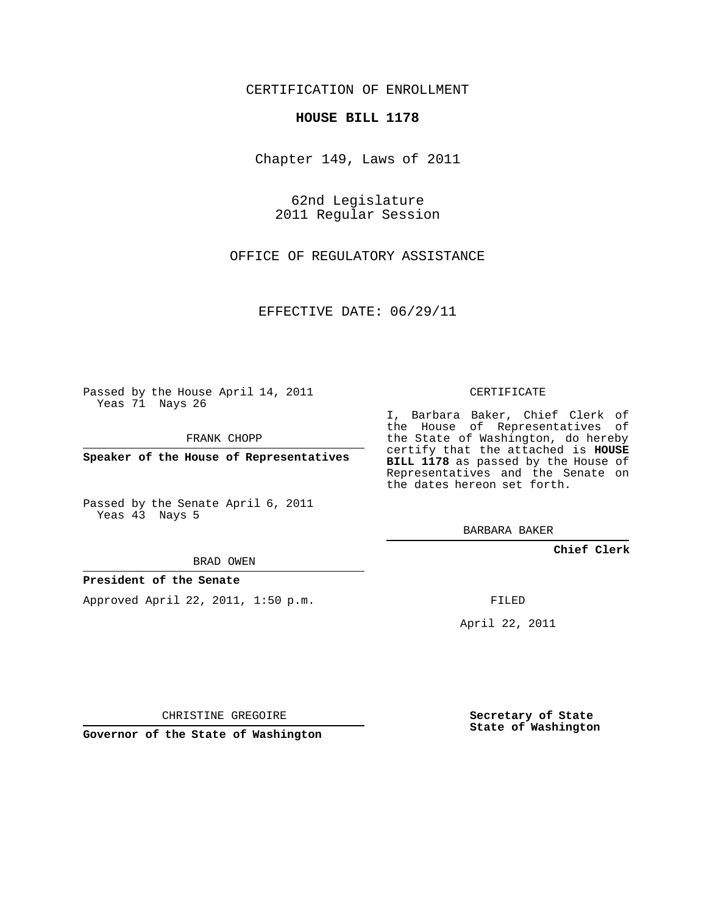CERTIFICATION OF ENROLLMENT

**HOUSE BILL 1178**

Chapter 149, Laws of 2011

62nd Legislature
2011 Regular Session

OFFICE OF REGULATORY ASSISTANCE

EFFECTIVE DATE: 06/29/11

Passed by the House April 14, 2011
Yeas 71 Nays 26

FRANK CHOPP

**Speaker of the House of Representatives**

Passed by the Senate April 6, 2011
Yeas 43 Nays 5

BRAD OWEN

**President of the Senate**

Approved April 22, 2011, 1:50 p.m.

CHRISTINE GREGOIRE

**Governor of the State of Washington**

CERTIFICATE

I, Barbara Baker, Chief Clerk of the House of Representatives of the State of Washington, do hereby certify that the attached is **HOUSE BILL 1178** as passed by the House of Representatives and the Senate on the dates hereon set forth.

BARBARA BAKER

**Chief Clerk**

FILED

April 22, 2011

**Secretary of State**
**State of Washington**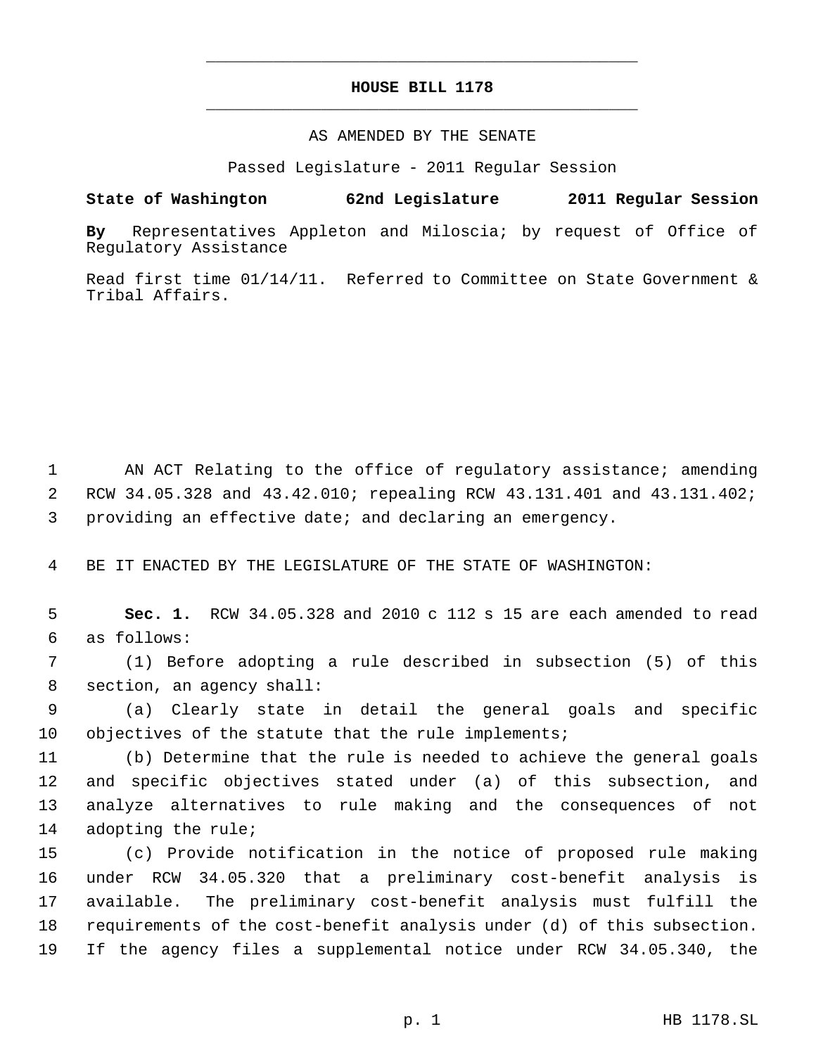# HOUSE BILL 1178

AS AMENDED BY THE SENATE

Passed Legislature - 2011 Regular Session

**State of Washington 62nd Legislature 2011 Regular Session**

**By** Representatives Appleton and Miloscia; by request of Office of Regulatory Assistance

Read first time 01/14/11. Referred to Committee on State Government & Tribal Affairs.

1 AN ACT Relating to the office of regulatory assistance; amending
2 RCW 34.05.328 and 43.42.010; repealing RCW 43.131.401 and 43.131.402;
3 providing an effective date; and declaring an emergency.

4 BE IT ENACTED BY THE LEGISLATURE OF THE STATE OF WASHINGTON:

5 **Sec. 1.** RCW 34.05.328 and 2010 c 112 s 15 are each amended to read
6 as follows:

7 (1) Before adopting a rule described in subsection (5) of this
8 section, an agency shall:

9 (a) Clearly state in detail the general goals and specific
10 objectives of the statute that the rule implements;

11 (b) Determine that the rule is needed to achieve the general goals
12 and specific objectives stated under (a) of this subsection, and
13 analyze alternatives to rule making and the consequences of not
14 adopting the rule;

15 (c) Provide notification in the notice of proposed rule making
16 under RCW 34.05.320 that a preliminary cost-benefit analysis is
17 available. The preliminary cost-benefit analysis must fulfill the
18 requirements of the cost-benefit analysis under (d) of this subsection.
19 If the agency files a supplemental notice under RCW 34.05.340, the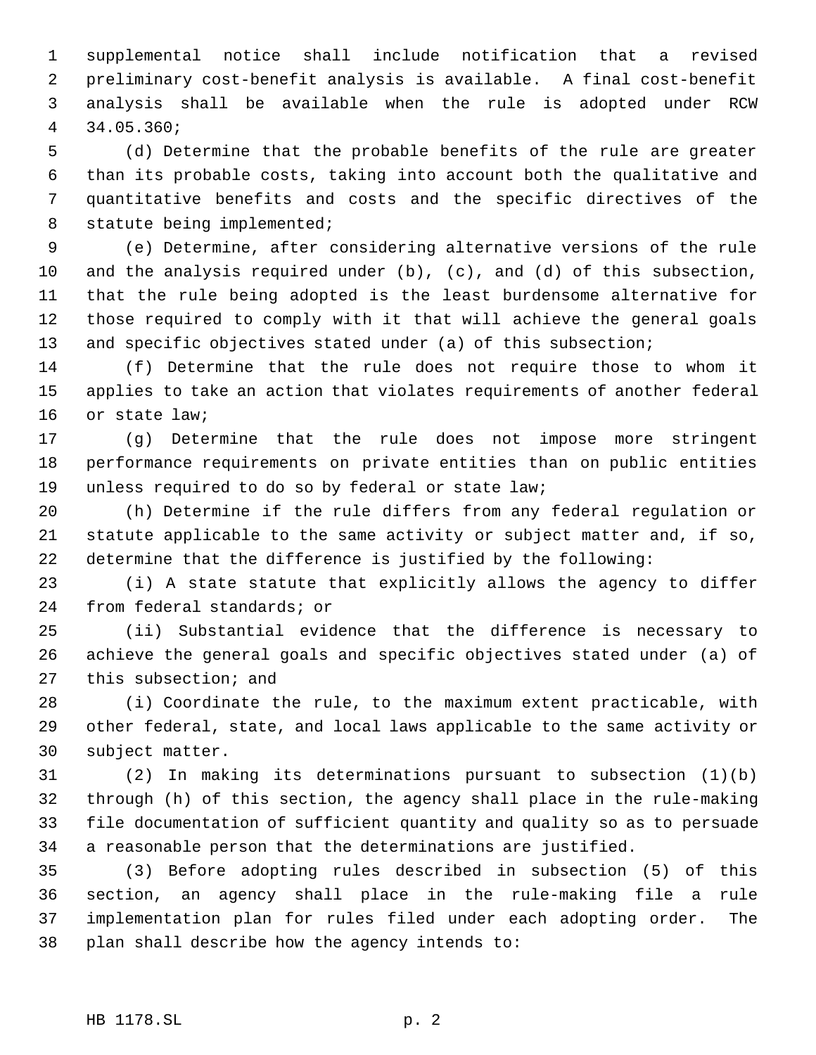supplemental notice shall include notification that a revised preliminary cost-benefit analysis is available. A final cost-benefit analysis shall be available when the rule is adopted under RCW 34.05.360;

(d) Determine that the probable benefits of the rule are greater than its probable costs, taking into account both the qualitative and quantitative benefits and costs and the specific directives of the statute being implemented;

(e) Determine, after considering alternative versions of the rule and the analysis required under (b), (c), and (d) of this subsection, that the rule being adopted is the least burdensome alternative for those required to comply with it that will achieve the general goals and specific objectives stated under (a) of this subsection;

(f) Determine that the rule does not require those to whom it applies to take an action that violates requirements of another federal or state law;

(g) Determine that the rule does not impose more stringent performance requirements on private entities than on public entities unless required to do so by federal or state law;

(h) Determine if the rule differs from any federal regulation or statute applicable to the same activity or subject matter and, if so, determine that the difference is justified by the following:

(i) A state statute that explicitly allows the agency to differ from federal standards; or

(ii) Substantial evidence that the difference is necessary to achieve the general goals and specific objectives stated under (a) of this subsection; and

(i) Coordinate the rule, to the maximum extent practicable, with other federal, state, and local laws applicable to the same activity or subject matter.

(2) In making its determinations pursuant to subsection (1)(b) through (h) of this section, the agency shall place in the rule-making file documentation of sufficient quantity and quality so as to persuade a reasonable person that the determinations are justified.

(3) Before adopting rules described in subsection (5) of this section, an agency shall place in the rule-making file a rule implementation plan for rules filed under each adopting order. The plan shall describe how the agency intends to: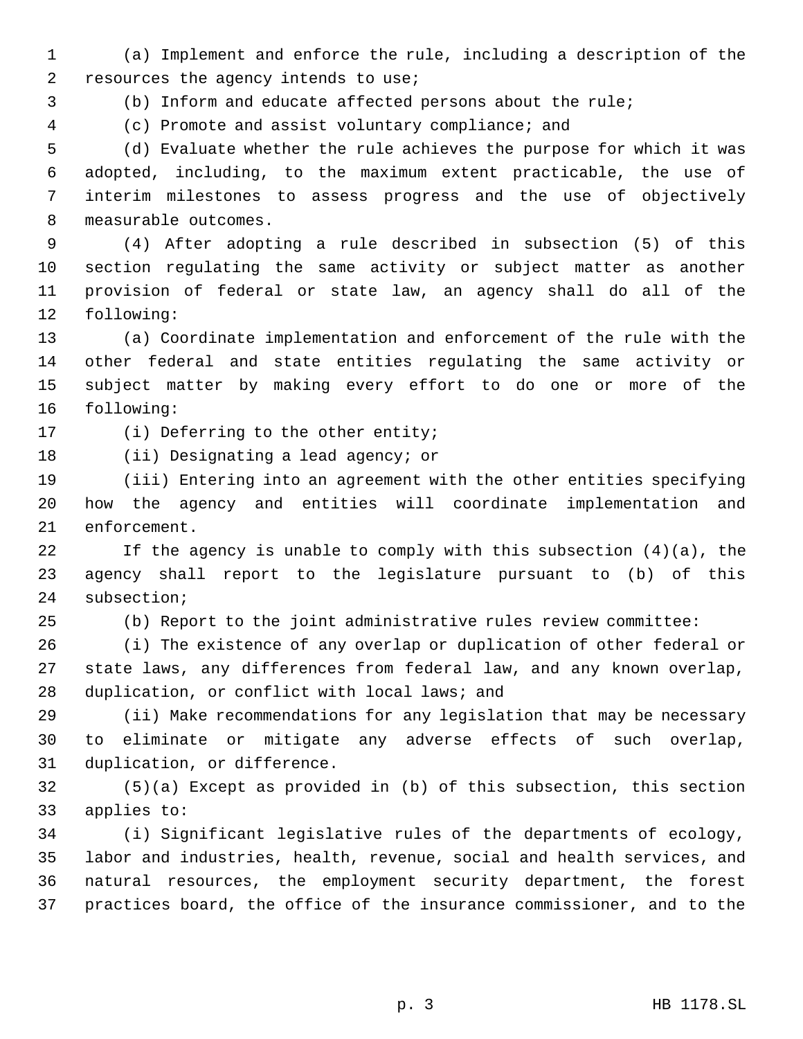(a) Implement and enforce the rule, including a description of the resources the agency intends to use;

(b) Inform and educate affected persons about the rule;

(c) Promote and assist voluntary compliance; and

(d) Evaluate whether the rule achieves the purpose for which it was adopted, including, to the maximum extent practicable, the use of interim milestones to assess progress and the use of objectively measurable outcomes.

(4) After adopting a rule described in subsection (5) of this section regulating the same activity or subject matter as another provision of federal or state law, an agency shall do all of the following:

(a) Coordinate implementation and enforcement of the rule with the other federal and state entities regulating the same activity or subject matter by making every effort to do one or more of the following:

(i) Deferring to the other entity;

(ii) Designating a lead agency; or

(iii) Entering into an agreement with the other entities specifying how the agency and entities will coordinate implementation and enforcement.

If the agency is unable to comply with this subsection (4)(a), the agency shall report to the legislature pursuant to (b) of this subsection;

(b) Report to the joint administrative rules review committee:

(i) The existence of any overlap or duplication of other federal or state laws, any differences from federal law, and any known overlap, duplication, or conflict with local laws; and

(ii) Make recommendations for any legislation that may be necessary to eliminate or mitigate any adverse effects of such overlap, duplication, or difference.

(5)(a) Except as provided in (b) of this subsection, this section applies to:

(i) Significant legislative rules of the departments of ecology, labor and industries, health, revenue, social and health services, and natural resources, the employment security department, the forest practices board, the office of the insurance commissioner, and to the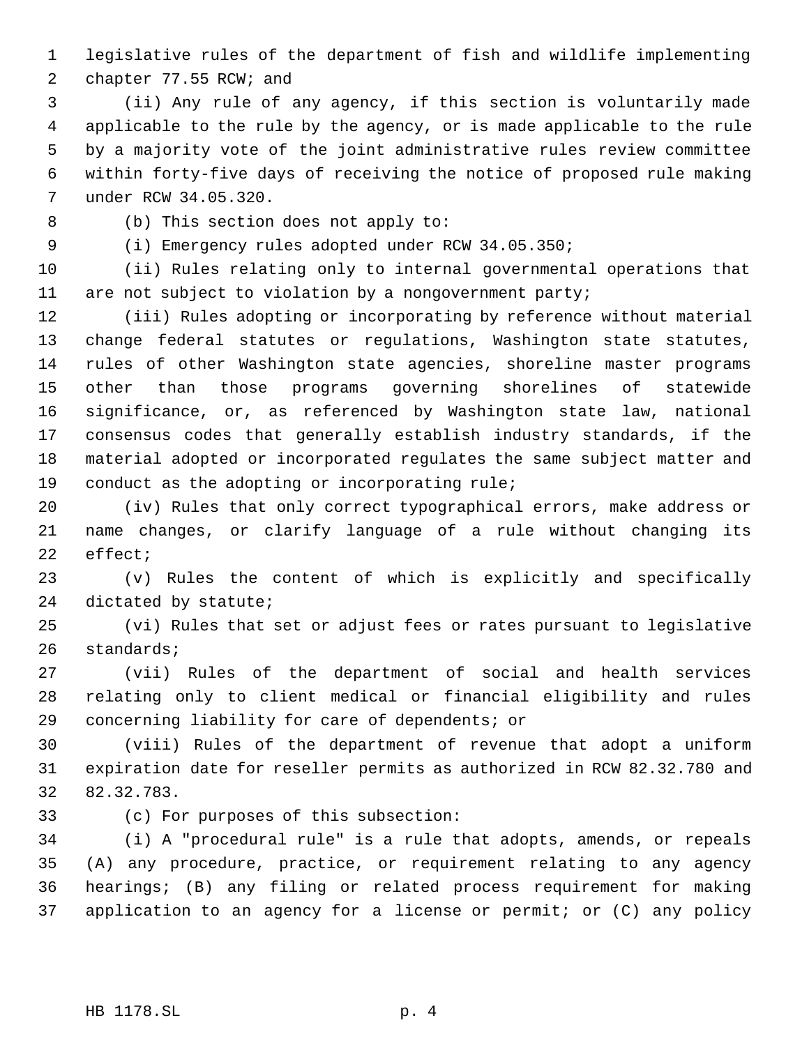legislative rules of the department of fish and wildlife implementing chapter 77.55 RCW; and

(ii) Any rule of any agency, if this section is voluntarily made applicable to the rule by the agency, or is made applicable to the rule by a majority vote of the joint administrative rules review committee within forty-five days of receiving the notice of proposed rule making under RCW 34.05.320.

(b) This section does not apply to:

(i) Emergency rules adopted under RCW 34.05.350;

(ii) Rules relating only to internal governmental operations that are not subject to violation by a nongovernment party;

(iii) Rules adopting or incorporating by reference without material change federal statutes or regulations, Washington state statutes, rules of other Washington state agencies, shoreline master programs other than those programs governing shorelines of statewide significance, or, as referenced by Washington state law, national consensus codes that generally establish industry standards, if the material adopted or incorporated regulates the same subject matter and conduct as the adopting or incorporating rule;

(iv) Rules that only correct typographical errors, make address or name changes, or clarify language of a rule without changing its effect;

(v) Rules the content of which is explicitly and specifically dictated by statute;

(vi) Rules that set or adjust fees or rates pursuant to legislative standards;

(vii) Rules of the department of social and health services relating only to client medical or financial eligibility and rules concerning liability for care of dependents; or

(viii) Rules of the department of revenue that adopt a uniform expiration date for reseller permits as authorized in RCW 82.32.780 and 82.32.783.

(c) For purposes of this subsection:

(i) A "procedural rule" is a rule that adopts, amends, or repeals (A) any procedure, practice, or requirement relating to any agency hearings; (B) any filing or related process requirement for making application to an agency for a license or permit; or (C) any policy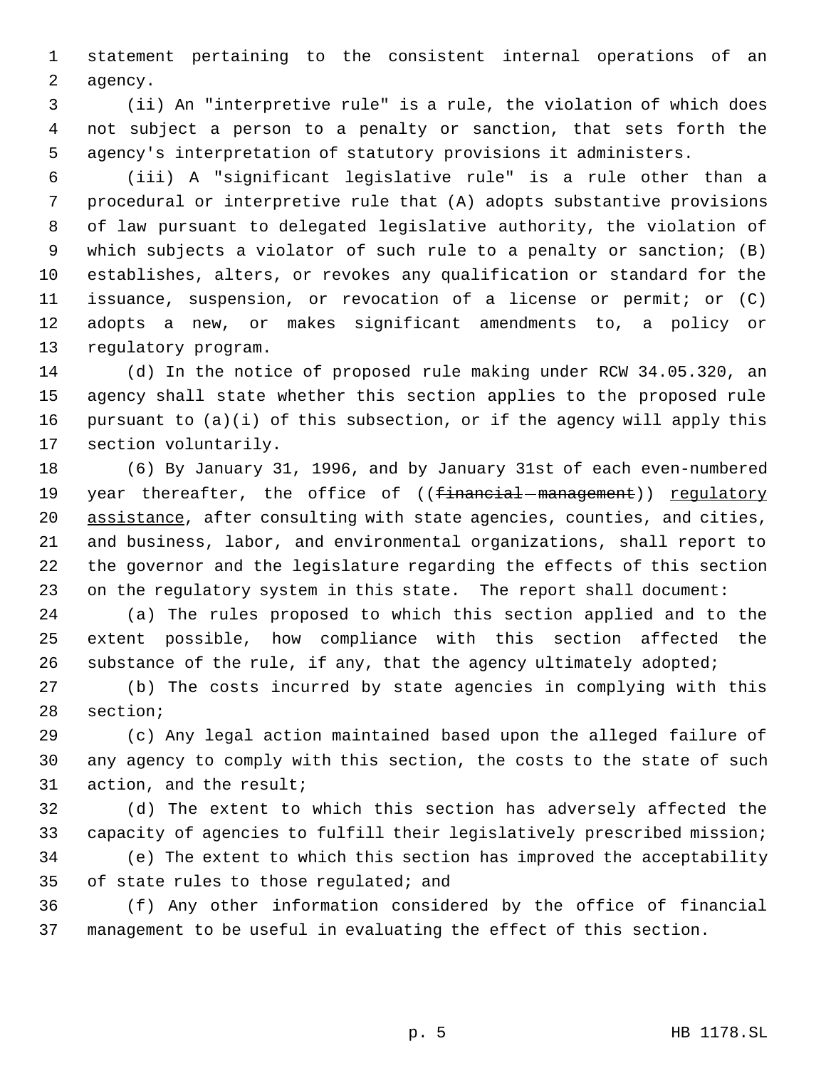statement pertaining to the consistent internal operations of an agency.

(ii) An "interpretive rule" is a rule, the violation of which does not subject a person to a penalty or sanction, that sets forth the agency's interpretation of statutory provisions it administers.

(iii) A "significant legislative rule" is a rule other than a procedural or interpretive rule that (A) adopts substantive provisions of law pursuant to delegated legislative authority, the violation of which subjects a violator of such rule to a penalty or sanction; (B) establishes, alters, or revokes any qualification or standard for the issuance, suspension, or revocation of a license or permit; or (C) adopts a new, or makes significant amendments to, a policy or regulatory program.

(d) In the notice of proposed rule making under RCW 34.05.320, an agency shall state whether this section applies to the proposed rule pursuant to (a)(i) of this subsection, or if the agency will apply this section voluntarily.

(6) By January 31, 1996, and by January 31st of each even-numbered year thereafter, the office of ((~~financial management~~)) <u>regulatory assistance</u>, after consulting with state agencies, counties, and cities, and business, labor, and environmental organizations, shall report to the governor and the legislature regarding the effects of this section on the regulatory system in this state. The report shall document:

(a) The rules proposed to which this section applied and to the extent possible, how compliance with this section affected the substance of the rule, if any, that the agency ultimately adopted;

(b) The costs incurred by state agencies in complying with this section;

(c) Any legal action maintained based upon the alleged failure of any agency to comply with this section, the costs to the state of such action, and the result;

(d) The extent to which this section has adversely affected the capacity of agencies to fulfill their legislatively prescribed mission;

(e) The extent to which this section has improved the acceptability of state rules to those regulated; and

(f) Any other information considered by the office of financial management to be useful in evaluating the effect of this section.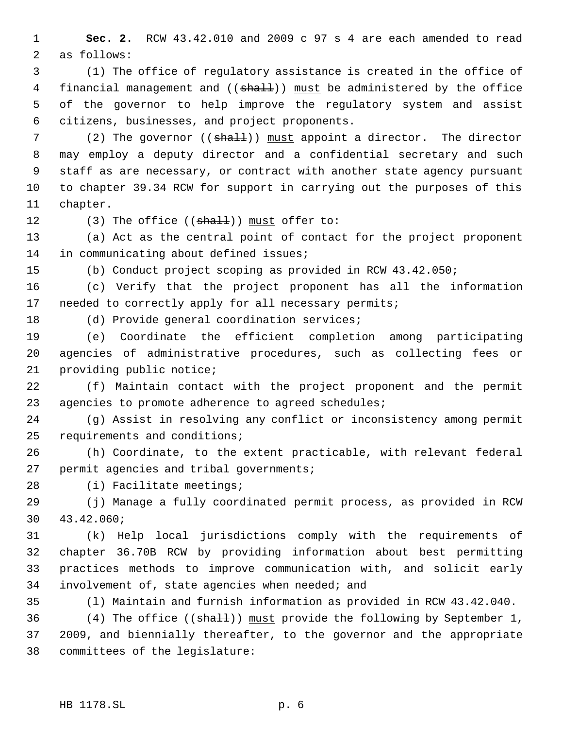**Sec. 2.** RCW 43.42.010 and 2009 c 97 s 4 are each amended to read as follows:

(1) The office of regulatory assistance is created in the office of financial management and ((~~shall~~)) <u>must</u> be administered by the office of the governor to help improve the regulatory system and assist citizens, businesses, and project proponents.

(2) The governor ((~~shall~~)) <u>must</u> appoint a director. The director may employ a deputy director and a confidential secretary and such staff as are necessary, or contract with another state agency pursuant to chapter 39.34 RCW for support in carrying out the purposes of this chapter.

(3) The office ((~~shall~~)) <u>must</u> offer to:

(a) Act as the central point of contact for the project proponent in communicating about defined issues;

(b) Conduct project scoping as provided in RCW 43.42.050;

(c) Verify that the project proponent has all the information needed to correctly apply for all necessary permits;

(d) Provide general coordination services;

(e) Coordinate the efficient completion among participating agencies of administrative procedures, such as collecting fees or providing public notice;

(f) Maintain contact with the project proponent and the permit agencies to promote adherence to agreed schedules;

(g) Assist in resolving any conflict or inconsistency among permit requirements and conditions;

(h) Coordinate, to the extent practicable, with relevant federal permit agencies and tribal governments;

(i) Facilitate meetings;

(j) Manage a fully coordinated permit process, as provided in RCW 43.42.060;

(k) Help local jurisdictions comply with the requirements of chapter 36.70B RCW by providing information about best permitting practices methods to improve communication with, and solicit early involvement of, state agencies when needed; and

(l) Maintain and furnish information as provided in RCW 43.42.040.

(4) The office ((~~shall~~)) <u>must</u> provide the following by September 1, 2009, and biennially thereafter, to the governor and the appropriate committees of the legislature: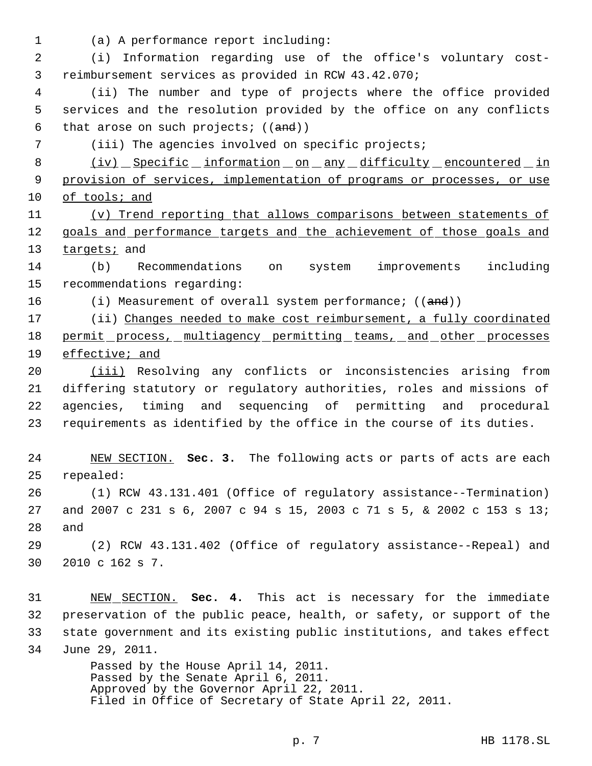(a) A performance report including:

(i) Information regarding use of the office's voluntary cost-reimbursement services as provided in RCW 43.42.070;

(ii) The number and type of projects where the office provided services and the resolution provided by the office on any conflicts that arose on such projects; ((~~and~~))

(iii) The agencies involved on specific projects;

<u>(iv) Specific information on any difficulty encountered in provision of services, implementation of programs or processes, or use of tools; and</u>

<u>(v) Trend reporting that allows comparisons between statements of goals and performance targets and the achievement of those goals and targets;</u> and

(b) Recommendations on system improvements including recommendations regarding:

(i) Measurement of overall system performance; ((~~and~~))

(ii) <u>Changes needed to make cost reimbursement, a fully coordinated permit process, multiagency permitting teams, and other processes effective; and</u>

<u>(iii)</u> Resolving any conflicts or inconsistencies arising from differing statutory or regulatory authorities, roles and missions of agencies, timing and sequencing of permitting and procedural requirements as identified by the office in the course of its duties.

<u>NEW SECTION.</u> **Sec. 3.** The following acts or parts of acts are each repealed:

(1) RCW 43.131.401 (Office of regulatory assistance--Termination) and 2007 c 231 s 6, 2007 c 94 s 15, 2003 c 71 s 5, & 2002 c 153 s 13; and

(2) RCW 43.131.402 (Office of regulatory assistance--Repeal) and 2010 c 162 s 7.

<u>NEW SECTION.</u> **Sec. 4.** This act is necessary for the immediate preservation of the public peace, health, or safety, or support of the state government and its existing public institutions, and takes effect June 29, 2011.

Passed by the House April 14, 2011.
Passed by the Senate April 6, 2011.
Approved by the Governor April 22, 2011.
Filed in Office of Secretary of State April 22, 2011.